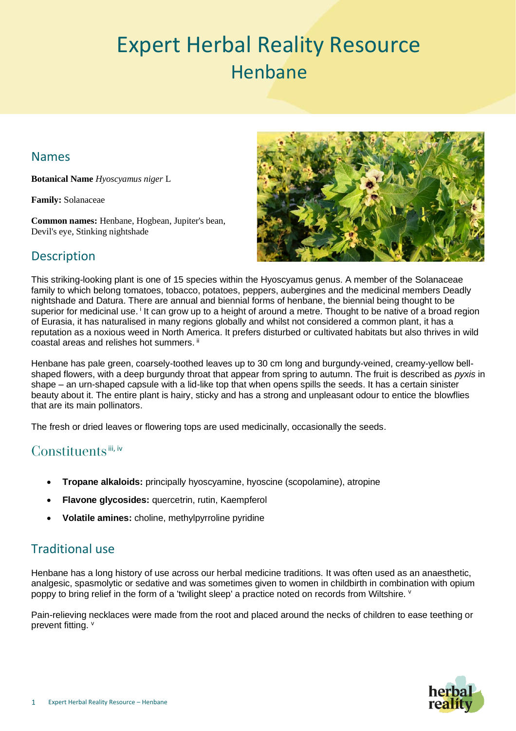# Expert Herbal Reality Resource
## Henbane

## Names

**Botanical Name** *Hyoscyamus niger* L

**Family:** Solanaceae

**Common names:** Henbane, Hogbean, Jupiter's bean, Devil's eye, Stinking nightshade

## Description

This striking-looking plant is one of 15 species within the Hyoscyamus genus. A member of the Solanaceae family to which belong tomatoes, tobacco, potatoes, peppers, aubergines and the medicinal members Deadly nightshade and Datura. There are annual and biennial forms of henbane, the biennial being thought to be superior for medicinal use. [i] It can grow up to a height of around a metre. Thought to be native of a broad region of Eurasia, it has naturalised in many regions globally and whilst not considered a common plant, it has a reputation as a noxious weed in North America. It prefers disturbed or cultivated habitats but also thrives in wild coastal areas and relishes hot summers. [ii]

Henbane has pale green, coarsely-toothed leaves up to 30 cm long and burgundy-veined, creamy-yellow bell-shaped flowers, with a deep burgundy throat that appear from spring to autumn. The fruit is described as *pyxis* in shape – an urn-shaped capsule with a lid-like top that when opens spills the seeds. It has a certain sinister beauty about it. The entire plant is hairy, sticky and has a strong and unpleasant odour to entice the blowflies that are its main pollinators.

The fresh or dried leaves or flowering tops are used medicinally, occasionally the seeds.

## Constituents [iii, iv]

- **Tropane alkaloids:** principally hyoscyamine, hyoscine (scopolamine), atropine
- **Flavone glycosides:** quercetrin, rutin, Kaempferol
- **Volatile amines:** choline, methylpyrroline pyridine

## Traditional use

Henbane has a long history of use across our herbal medicine traditions. It was often used as an anaesthetic, analgesic, spasmolytic or sedative and was sometimes given to women in childbirth in combination with opium poppy to bring relief in the form of a 'twilight sleep' a practice noted on records from Wiltshire. [v]

Pain-relieving necklaces were made from the root and placed around the necks of children to ease teething or prevent fitting. [v]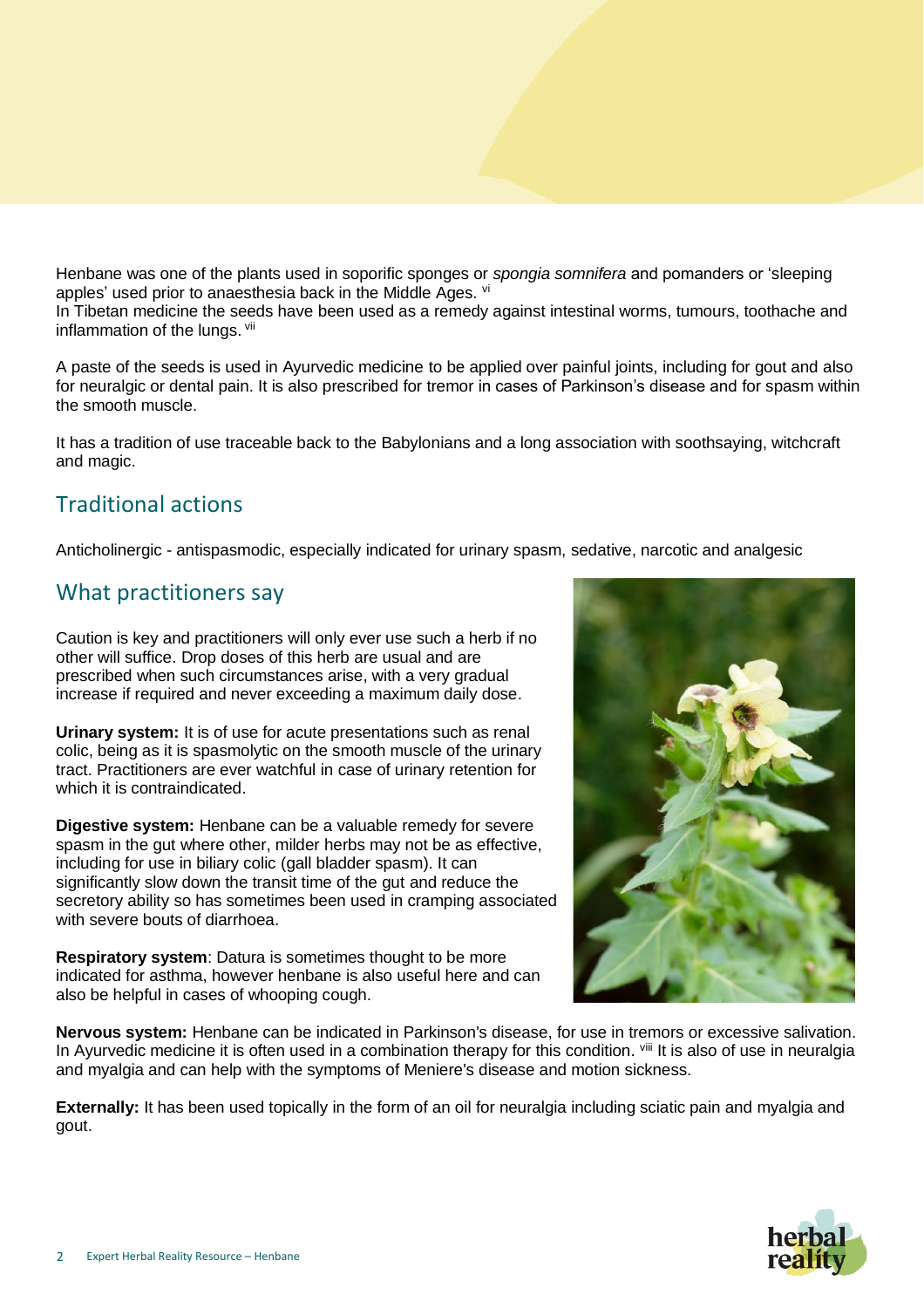Henbane was one of the plants used in soporific sponges or *spongia somnifera* and pomanders or 'sleeping apples' used prior to anaesthesia back in the Middle Ages. [vi]
In Tibetan medicine the seeds have been used as a remedy against intestinal worms, tumours, toothache and inflammation of the lungs. [vii]

A paste of the seeds is used in Ayurvedic medicine to be applied over painful joints, including for gout and also for neuralgic or dental pain. It is also prescribed for tremor in cases of Parkinson's disease and for spasm within the smooth muscle.

It has a tradition of use traceable back to the Babylonians and a long association with soothsaying, witchcraft and magic.

## Traditional actions

Anticholinergic - antispasmodic, especially indicated for urinary spasm, sedative, narcotic and analgesic

## What practitioners say

Caution is key and practitioners will only ever use such a herb if no other will suffice. Drop doses of this herb are usual and are prescribed when such circumstances arise, with a very gradual increase if required and never exceeding a maximum daily dose.

**Urinary system:** It is of use for acute presentations such as renal colic, being as it is spasmolytic on the smooth muscle of the urinary tract. Practitioners are ever watchful in case of urinary retention for which it is contraindicated.

**Digestive system:** Henbane can be a valuable remedy for severe spasm in the gut where other, milder herbs may not be as effective, including for use in biliary colic (gall bladder spasm). It can significantly slow down the transit time of the gut and reduce the secretory ability so has sometimes been used in cramping associated with severe bouts of diarrhoea.

**Respiratory system**: Datura is sometimes thought to be more indicated for asthma, however henbane is also useful here and can also be helpful in cases of whooping cough.

**Nervous system:** Henbane can be indicated in Parkinson's disease, for use in tremors or excessive salivation. In Ayurvedic medicine it is often used in a combination therapy for this condition. [viii] It is also of use in neuralgia and myalgia and can help with the symptoms of Meniere's disease and motion sickness.

**Externally:** It has been used topically in the form of an oil for neuralgia including sciatic pain and myalgia and gout.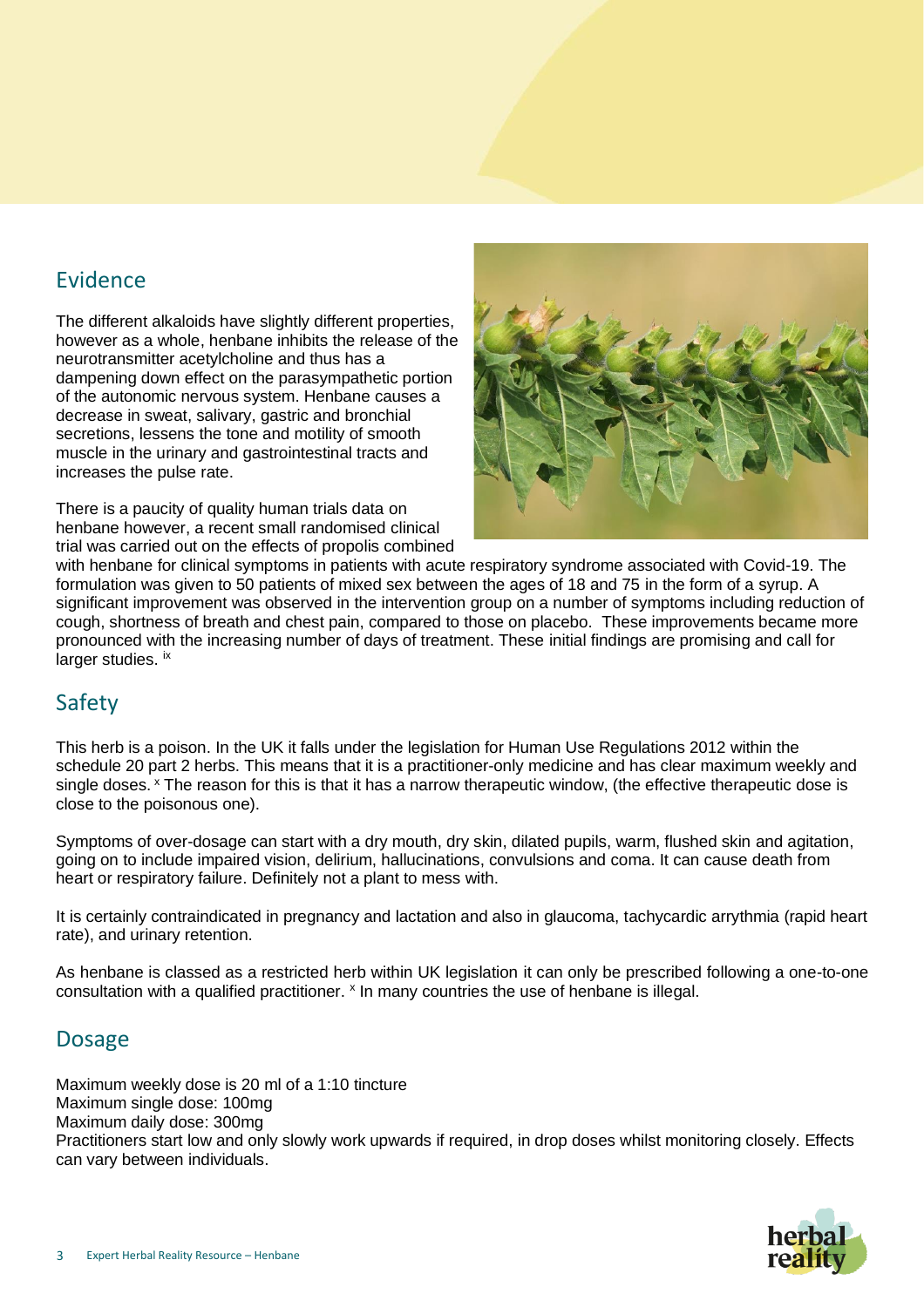## Evidence

The different alkaloids have slightly different properties, however as a whole, henbane inhibits the release of the neurotransmitter acetylcholine and thus has a dampening down effect on the parasympathetic portion of the autonomic nervous system. Henbane causes a decrease in sweat, salivary, gastric and bronchial secretions, lessens the tone and motility of smooth muscle in the urinary and gastrointestinal tracts and increases the pulse rate.

There is a paucity of quality human trials data on henbane however, a recent small randomised clinical trial was carried out on the effects of propolis combined with henbane for clinical symptoms in patients with acute respiratory syndrome associated with Covid-19. The formulation was given to 50 patients of mixed sex between the ages of 18 and 75 in the form of a syrup. A significant improvement was observed in the intervention group on a number of symptoms including reduction of cough, shortness of breath and chest pain, compared to those on placebo. These improvements became more pronounced with the increasing number of days of treatment. These initial findings are promising and call for larger studies. [ix]

## Safety

This herb is a poison. In the UK it falls under the legislation for Human Use Regulations 2012 within the schedule 20 part 2 herbs. This means that it is a practitioner-only medicine and has clear maximum weekly and single doses. [x] The reason for this is that it has a narrow therapeutic window, (the effective therapeutic dose is close to the poisonous one).

Symptoms of over-dosage can start with a dry mouth, dry skin, dilated pupils, warm, flushed skin and agitation, going on to include impaired vision, delirium, hallucinations, convulsions and coma. It can cause death from heart or respiratory failure. Definitely not a plant to mess with.

It is certainly contraindicated in pregnancy and lactation and also in glaucoma, tachycardic arrythmia (rapid heart rate), and urinary retention.

As henbane is classed as a restricted herb within UK legislation it can only be prescribed following a one-to-one consultation with a qualified practitioner. [x] In many countries the use of henbane is illegal.

## Dosage

Maximum weekly dose is 20 ml of a 1:10 tincture
Maximum single dose: 100mg
Maximum daily dose: 300mg
Practitioners start low and only slowly work upwards if required, in drop doses whilst monitoring closely. Effects can vary between individuals.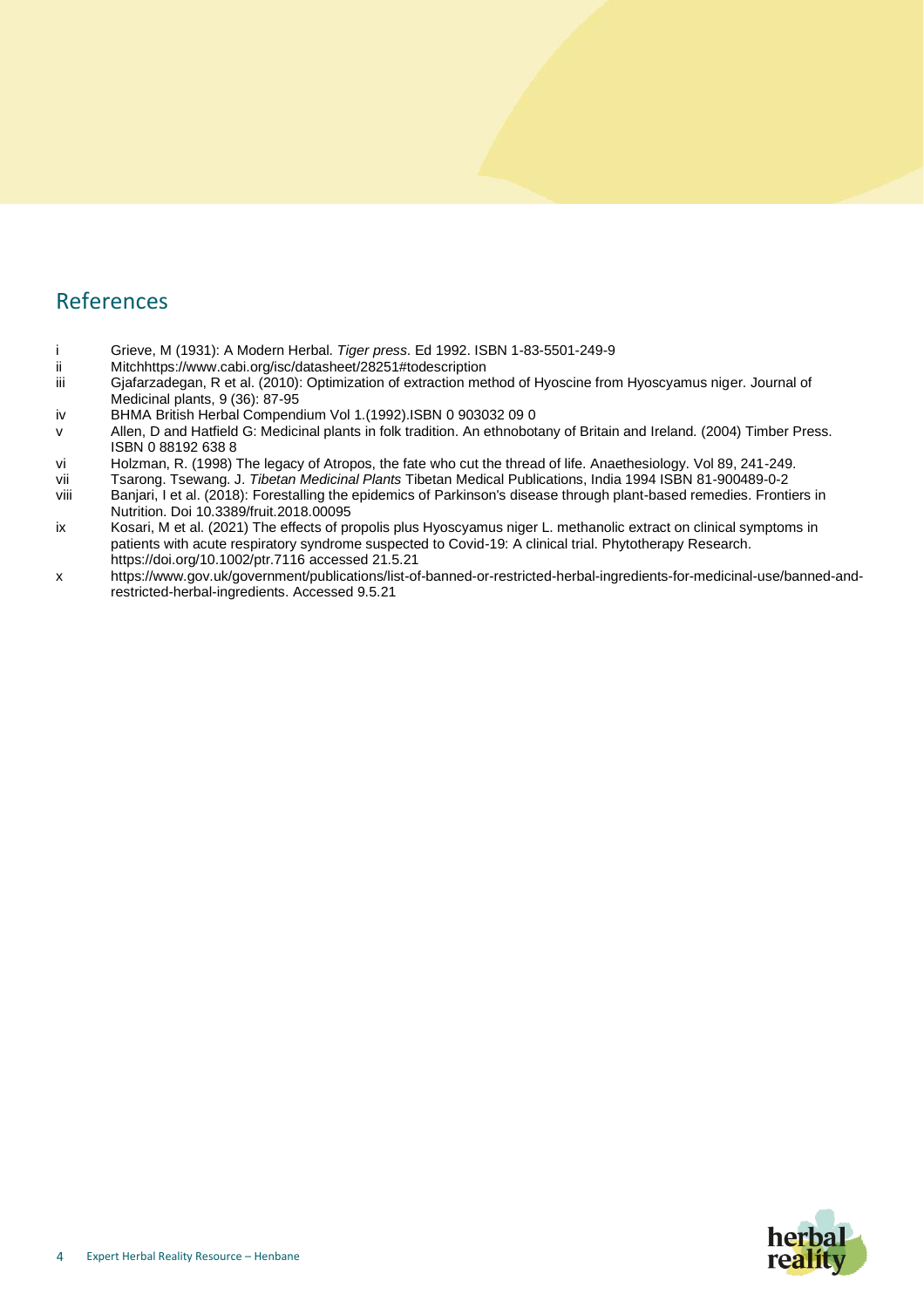## References

- i Grieve, M (1931): A Modern Herbal. *Tiger press*. Ed 1992. ISBN 1-83-5501-249-9
- ii Mitchhttps://www.cabi.org/isc/datasheet/28251#todescription
- iii Gjafarzadegan, R et al. (2010): Optimization of extraction method of Hyoscine from Hyoscyamus niger. Journal of Medicinal plants, 9 (36): 87-95
- iv BHMA British Herbal Compendium Vol 1.(1992).ISBN 0 903032 09 0
- v Allen, D and Hatfield G: Medicinal plants in folk tradition. An ethnobotany of Britain and Ireland. (2004) Timber Press. ISBN 0 88192 638 8
- vi Holzman, R. (1998) The legacy of Atropos, the fate who cut the thread of life. Anaethesiology. Vol 89, 241-249.
- vii Tsarong. Tsewang. J. *Tibetan Medicinal Plants* Tibetan Medical Publications, India 1994 ISBN 81-900489-0-2
- viii Banjari, I et al. (2018): Forestalling the epidemics of Parkinson's disease through plant-based remedies. Frontiers in Nutrition. Doi 10.3389/fruit.2018.00095
- ix Kosari, M et al. (2021) The effects of propolis plus Hyoscyamus niger L. methanolic extract on clinical symptoms in patients with acute respiratory syndrome suspected to Covid-19: A clinical trial. Phytotherapy Research. https://doi.org/10.1002/ptr.7116 accessed 21.5.21
- x https://www.gov.uk/government/publications/list-of-banned-or-restricted-herbal-ingredients-for-medicinal-use/banned-and-restricted-herbal-ingredients. Accessed 9.5.21